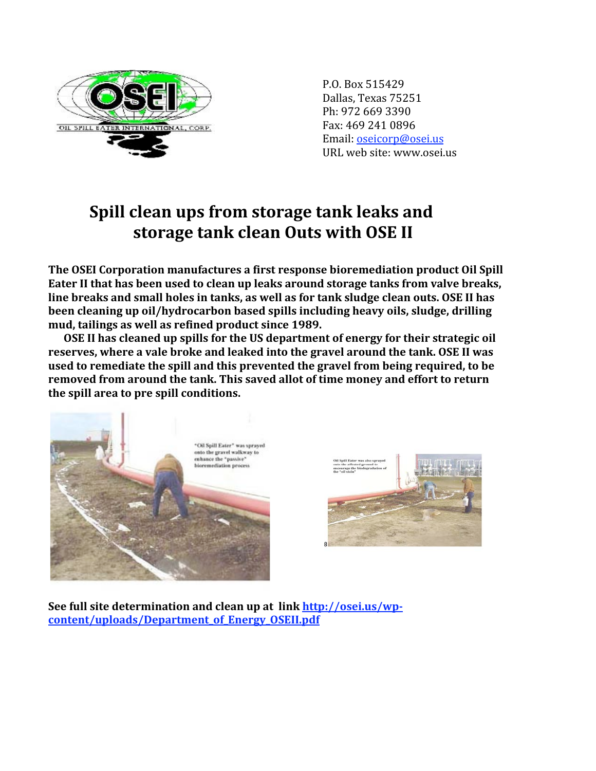OIL SPILL EATER INTERNATIONAL, CORP.

P.O. Box 515429
Dallas, Texas 75251
Ph: 972 669 3390
Fax: 469 241 0896
Email: oseicorp@osei.us
URL web site: www.osei.us

# Spill clean ups from storage tank leaks and storage tank clean Outs with OSE II

**The OSEI Corporation manufactures a first response bioremediation product Oil Spill Eater II that has been used to clean up leaks around storage tanks from valve breaks, line breaks and small holes in tanks, as well as for tank sludge clean outs. OSE II has been cleaning up oil/hydrocarbon based spills including heavy oils, sludge, drilling mud, tailings as well as refined product since 1989.**

**OSE II has cleaned up spills for the US department of energy for their strategic oil reserves, where a vale broke and leaked into the gravel around the tank. OSE II was used to remediate the spill and this prevented the gravel from being required, to be removed from around the tank. This saved allot of time money and effort to return the spill area to pre spill conditions.**

"Oil Spill Eater" was sprayed onto the gravel walkway to enhance the "passive" bioremediation process

Oil Spill Eater was also sprayed onto the affected ground to encourage the biodegradation of the "oil stain"

**See full site determination and clean up at link [http://osei.us/wp-content/uploads/Department_of_Energy_OSEII.pdf](http://osei.us/wp-content/uploads/Department_of_Energy_OSEII.pdf)**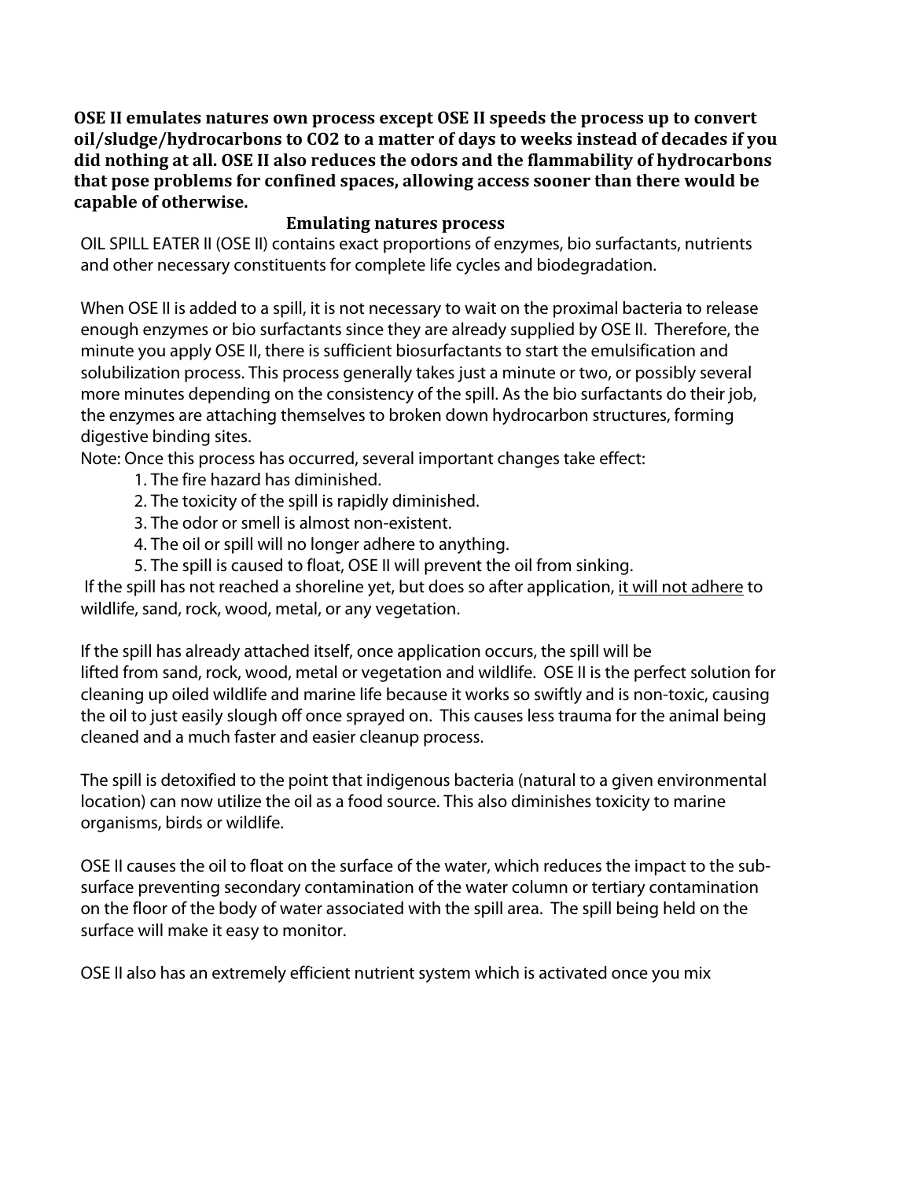**OSE II emulates natures own process except OSE II speeds the process up to convert oil/sludge/hydrocarbons to $CO_2$ to a matter of days to weeks instead of decades if you did nothing at all. OSE II also reduces the odors and the flammability of hydrocarbons that pose problems for confined spaces, allowing access sooner than there would be capable of otherwise.**

## Emulating natures process

OIL SPILL EATER II (OSE II) contains exact proportions of enzymes, bio surfactants, nutrients and other necessary constituents for complete life cycles and biodegradation.

When OSE II is added to a spill, it is not necessary to wait on the proximal bacteria to release enough enzymes or bio surfactants since they are already supplied by OSE II. Therefore, the minute you apply OSE II, there is sufficient biosurfactants to start the emulsification and solubilization process. This process generally takes just a minute or two, or possibly several more minutes depending on the consistency of the spill. As the bio surfactants do their job, the enzymes are attaching themselves to broken down hydrocarbon structures, forming digestive binding sites.

Note: Once this process has occurred, several important changes take effect:

1. The fire hazard has diminished.
2. The toxicity of the spill is rapidly diminished.
3. The odor or smell is almost non-existent.
4. The oil or spill will no longer adhere to anything.
5. The spill is caused to float, OSE II will prevent the oil from sinking.

If the spill has not reached a shoreline yet, but does so after application, <u>it will not adhere</u> to wildlife, sand, rock, wood, metal, or any vegetation.

If the spill has already attached itself, once application occurs, the spill will be lifted from sand, rock, wood, metal or vegetation and wildlife. OSE II is the perfect solution for cleaning up oiled wildlife and marine life because it works so swiftly and is non-toxic, causing the oil to just easily slough off once sprayed on. This causes less trauma for the animal being cleaned and a much faster and easier cleanup process.

The spill is detoxified to the point that indigenous bacteria (natural to a given environmental location) can now utilize the oil as a food source. This also diminishes toxicity to marine organisms, birds or wildlife.

OSE II causes the oil to float on the surface of the water, which reduces the impact to the sub-surface preventing secondary contamination of the water column or tertiary contamination on the floor of the body of water associated with the spill area. The spill being held on the surface will make it easy to monitor.

OSE II also has an extremely efficient nutrient system which is activated once you mix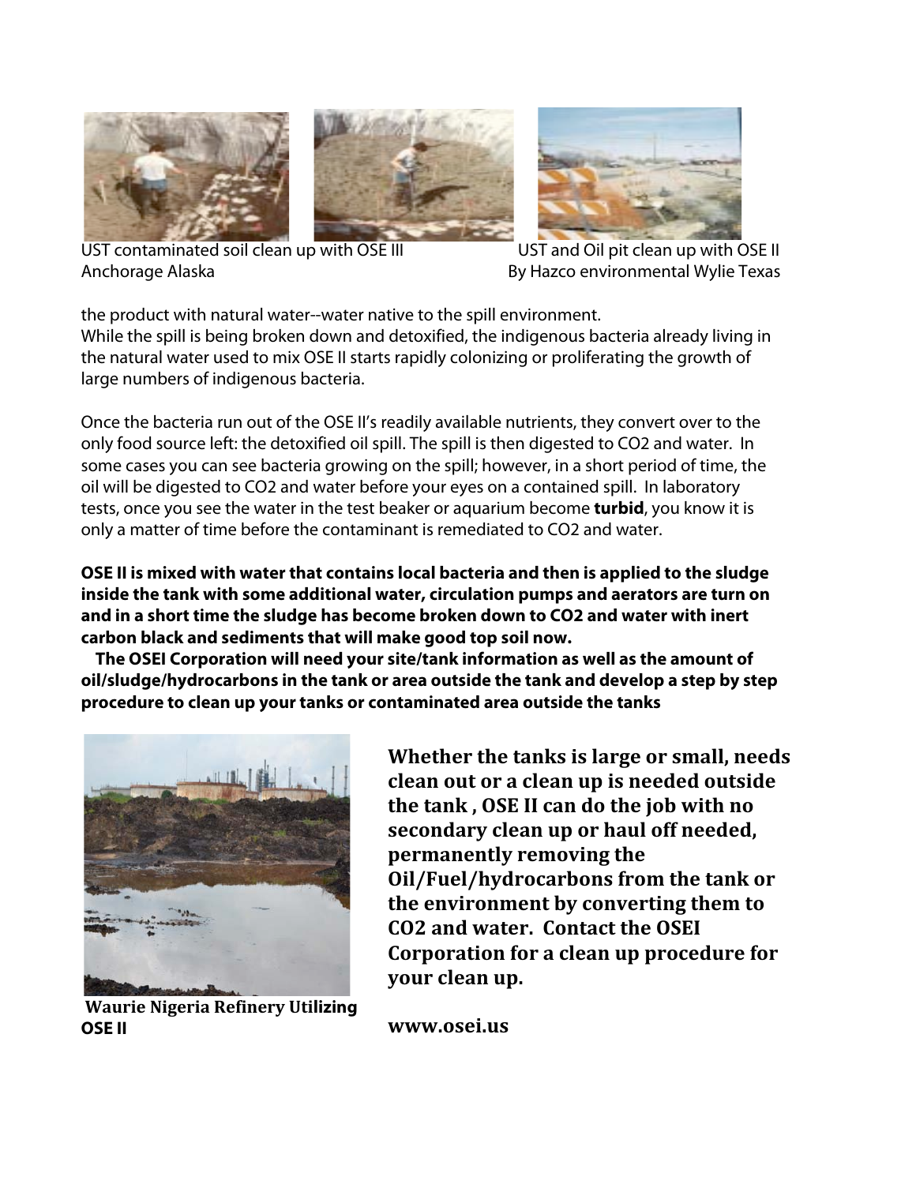UST contaminated soil clean up with OSE III
Anchorage Alaska

UST and Oil pit clean up with OSE II
By Hazco environmental Wylie Texas

the product with natural water--water native to the spill environment.
While the spill is being broken down and detoxified, the indigenous bacteria already living in the natural water used to mix OSE II starts rapidly colonizing or proliferating the growth of large numbers of indigenous bacteria.

Once the bacteria run out of the OSE II's readily available nutrients, they convert over to the only food source left: the detoxified oil spill. The spill is then digested to $CO_2$ and water. In some cases you can see bacteria growing on the spill; however, in a short period of time, the oil will be digested to $CO_2$ and water before your eyes on a contained spill. In laboratory tests, once you see the water in the test beaker or aquarium become **turbid**, you know it is only a matter of time before the contaminant is remediated to $CO_2$ and water.

**OSE II is mixed with water that contains local bacteria and then is applied to the sludge inside the tank with some additional water, circulation pumps and aerators are turn on and in a short time the sludge has become broken down to $CO_2$ and water with inert carbon black and sediments that will make good top soil now.**

**The OSEI Corporation will need your site/tank information as well as the amount of oil/sludge/hydrocarbons in the tank or area outside the tank and develop a step by step procedure to clean up your tanks or contaminated area outside the tanks**

**Waurie Nigeria Refinery Utilizing OSE II**

**Whether the tanks is large or small, needs clean out or a clean up is needed outside the tank , OSE II can do the job with no secondary clean up or haul off needed, permanently removing the Oil/Fuel/hydrocarbons from the tank or the environment by converting them to $CO_2$ and water. Contact the OSEI Corporation for a clean up procedure for your clean up.**

**www.osei.us**